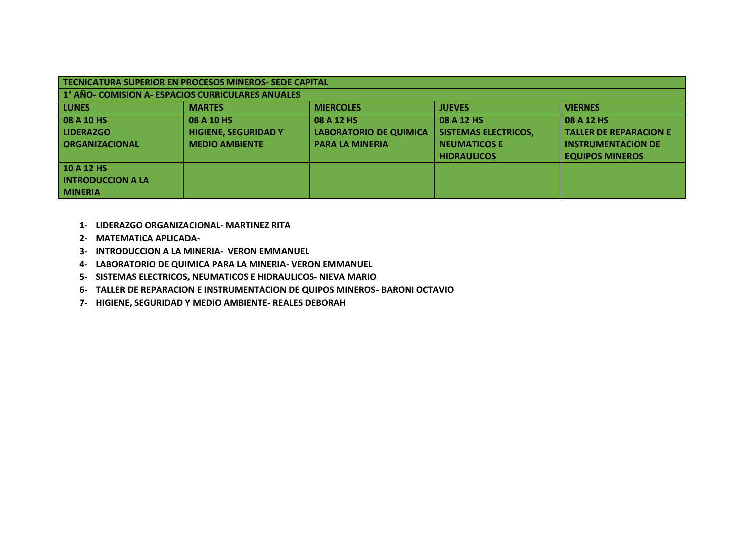| TECNICATURA SUPERIOR EN PROCESOS MINEROS- SEDE CAPITAL | | | | |
|---|---|---|---|---|
| **1° AÑO- COMISION A- ESPACIOS CURRICULARES ANUALES** | | | | |
| **LUNES** | **MARTES** | **MIERCOLES** | **JUEVES** | **VIERNES** |
| **08 A 10 HS**<br>**LIDERAZGO ORGANIZACIONAL** | **08 A 10 HS**<br>**HIGIENE, SEGURIDAD Y MEDIO AMBIENTE** | **08 A 12 HS**<br>**LABORATORIO DE QUIMICA PARA LA MINERIA** | **08 A 12 HS**<br>**SISTEMAS ELECTRICOS, NEUMATICOS E HIDRAULICOS** | **08 A 12 HS**<br>**TALLER DE REPARACION E INSTRUMENTACION DE EQUIPOS MINEROS** |
| **10 A 12 HS**<br>**INTRODUCCION A LA MINERIA** | | | | |

1. **LIDERAZGO ORGANIZACIONAL- MARTINEZ RITA**
2. **MATEMATICA APLICADA-**
3. **INTRODUCCION A LA MINERIA- VERON EMMANUEL**
4. **LABORATORIO DE QUIMICA PARA LA MINERIA- VERON EMMANUEL**
5. **SISTEMAS ELECTRICOS, NEUMATICOS E HIDRAULICOS- NIEVA MARIO**
6. **TALLER DE REPARACION E INSTRUMENTACION DE QUIPOS MINEROS- BARONI OCTAVIO**
7. **HIGIENE, SEGURIDAD Y MEDIO AMBIENTE- REALES DEBORAH**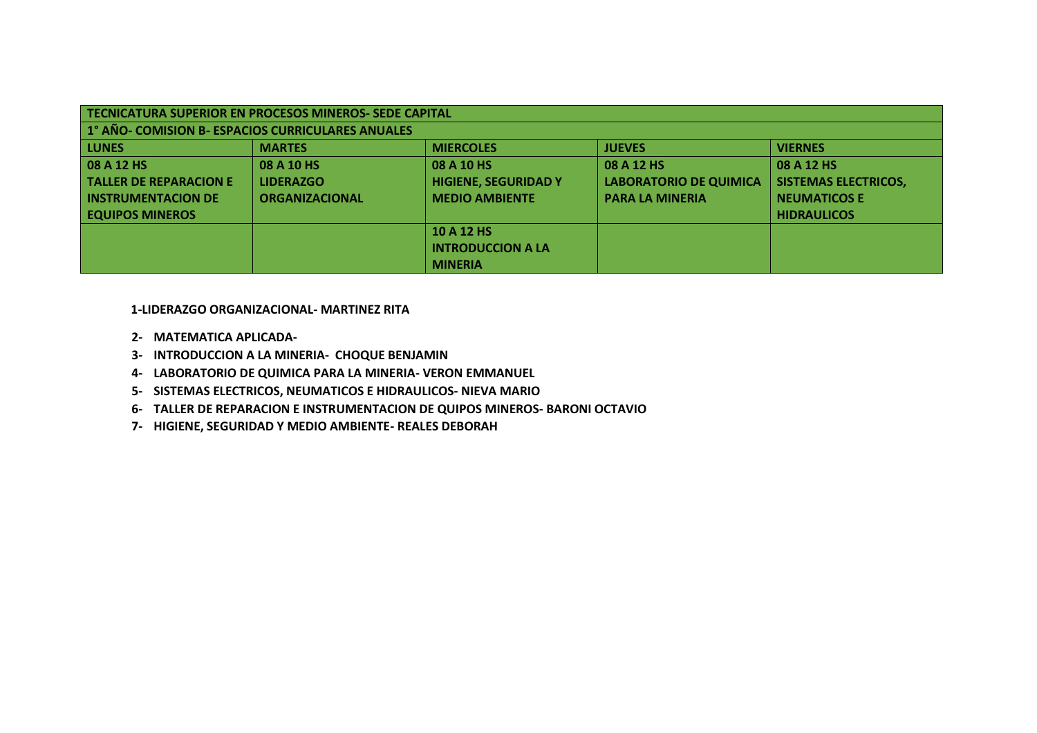| TECNICATURA SUPERIOR EN PROCESOS MINEROS- SEDE CAPITAL | | | | |
|---|---|---|---|---|
| 1° AÑO- COMISION B- ESPACIOS CURRICULARES ANUALES | | | | |
| LUNES | MARTES | MIERCOLES | JUEVES | VIERNES |
| 08 A 12 HS TALLER DE REPARACION E INSTRUMENTACION DE EQUIPOS MINEROS | 08 A 10 HS LIDERAZGO ORGANIZACIONAL | 08 A 10 HS HIGIENE, SEGURIDAD Y MEDIO AMBIENTE | 08 A 12 HS LABORATORIO DE QUIMICA PARA LA MINERIA | 08 A 12 HS SISTEMAS ELECTRICOS, NEUMATICOS E HIDRAULICOS |
| | | 10 A 12 HS INTRODUCCION A LA MINERIA | | |

**1-LIDERAZGO ORGANIZACIONAL- MARTINEZ RITA**

2- **MATEMATICA APLICADA-**
3- **INTRODUCCION A LA MINERIA- CHOQUE BENJAMIN**
4- **LABORATORIO DE QUIMICA PARA LA MINERIA- VERON EMMANUEL**
5- **SISTEMAS ELECTRICOS, NEUMATICOS E HIDRAULICOS- NIEVA MARIO**
6- **TALLER DE REPARACION E INSTRUMENTACION DE QUIPOS MINEROS- BARONI OCTAVIO**
7- **HIGIENE, SEGURIDAD Y MEDIO AMBIENTE- REALES DEBORAH**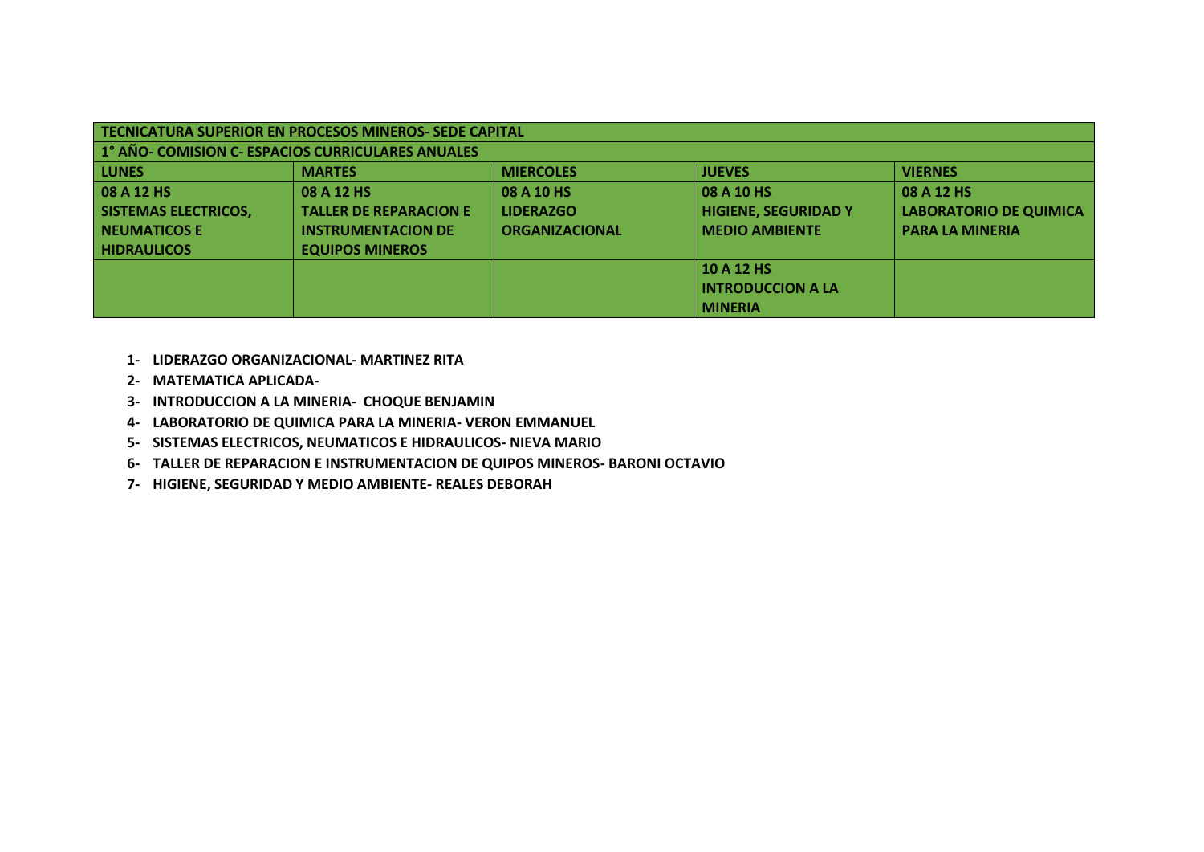| TECNICATURA SUPERIOR EN PROCESOS MINEROS- SEDE CAPITAL | | | | |
|---|---|---|---|---|
| **1° AÑO- COMISION C- ESPACIOS CURRICULARES ANUALES** | | | | |
| **LUNES** | **MARTES** | **MIERCOLES** | **JUEVES** | **VIERNES** |
| **08 A 12 HS SISTEMAS ELECTRICOS, NEUMATICOS E HIDRAULICOS** | **08 A 12 HS TALLER DE REPARACION E INSTRUMENTACION DE EQUIPOS MINEROS** | **08 A 10 HS LIDERAZGO ORGANIZACIONAL** | **08 A 10 HS HIGIENE, SEGURIDAD Y MEDIO AMBIENTE** | **08 A 12 HS LABORATORIO DE QUIMICA PARA LA MINERIA** |
| | | | **10 A 12 HS INTRODUCCION A LA MINERIA** | |

1- **LIDERAZGO ORGANIZACIONAL- MARTINEZ RITA**
2- **MATEMATICA APLICADA-**
3- **INTRODUCCION A LA MINERIA- CHOQUE BENJAMIN**
4- **LABORATORIO DE QUIMICA PARA LA MINERIA- VERON EMMANUEL**
5- **SISTEMAS ELECTRICOS, NEUMATICOS E HIDRAULICOS- NIEVA MARIO**
6- **TALLER DE REPARACION E INSTRUMENTACION DE QUIPOS MINEROS- BARONI OCTAVIO**
7- **HIGIENE, SEGURIDAD Y MEDIO AMBIENTE- REALES DEBORAH**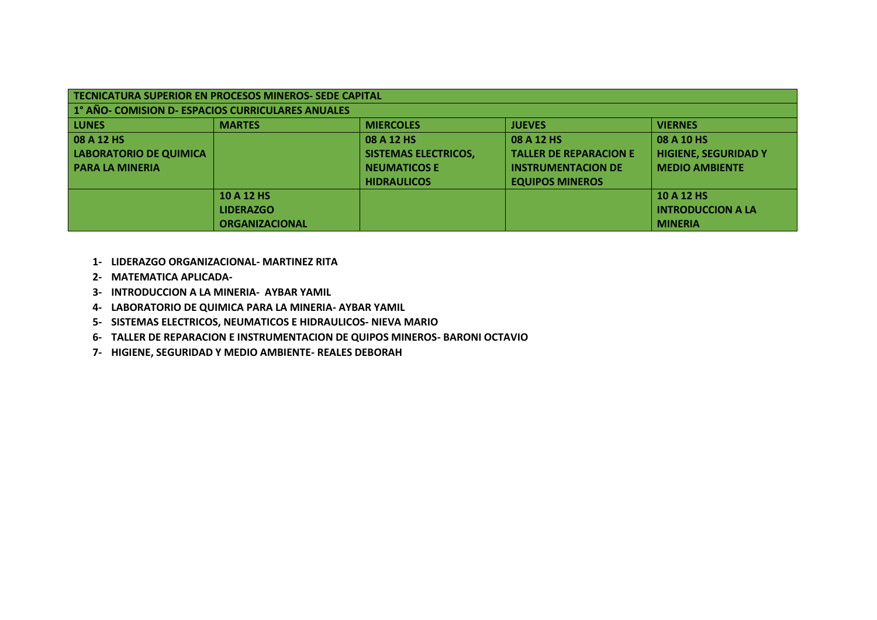| TECNICATURA SUPERIOR EN PROCESOS MINEROS- SEDE CAPITAL | | | | |
|---|---|---|---|---|
| **1° AÑO- COMISION D- ESPACIOS CURRICULARES ANUALES** | | | | |
| **LUNES** | **MARTES** | **MIERCOLES** | **JUEVES** | **VIERNES** |
| **08 A 12 HS** **LABORATORIO DE QUIMICA PARA LA MINERIA** | | **08 A 12 HS** **SISTEMAS ELECTRICOS, NEUMATICOS E HIDRAULICOS** | **08 A 12 HS** **TALLER DE REPARACION E INSTRUMENTACION DE EQUIPOS MINEROS** | **08 A 10 HS** **HIGIENE, SEGURIDAD Y MEDIO AMBIENTE** |
| | **10 A 12 HS** **LIDERAZGO ORGANIZACIONAL** | | | **10 A 12 HS** **INTRODUCCION A LA MINERIA** |

1- **LIDERAZGO ORGANIZACIONAL- MARTINEZ RITA**
2- **MATEMATICA APLICADA-**
3- **INTRODUCCION A LA MINERIA- AYBAR YAMIL**
4- **LABORATORIO DE QUIMICA PARA LA MINERIA- AYBAR YAMIL**
5- **SISTEMAS ELECTRICOS, NEUMATICOS E HIDRAULICOS- NIEVA MARIO**
6- **TALLER DE REPARACION E INSTRUMENTACION DE QUIPOS MINEROS- BARONI OCTAVIO**
7- **HIGIENE, SEGURIDAD Y MEDIO AMBIENTE- REALES DEBORAH**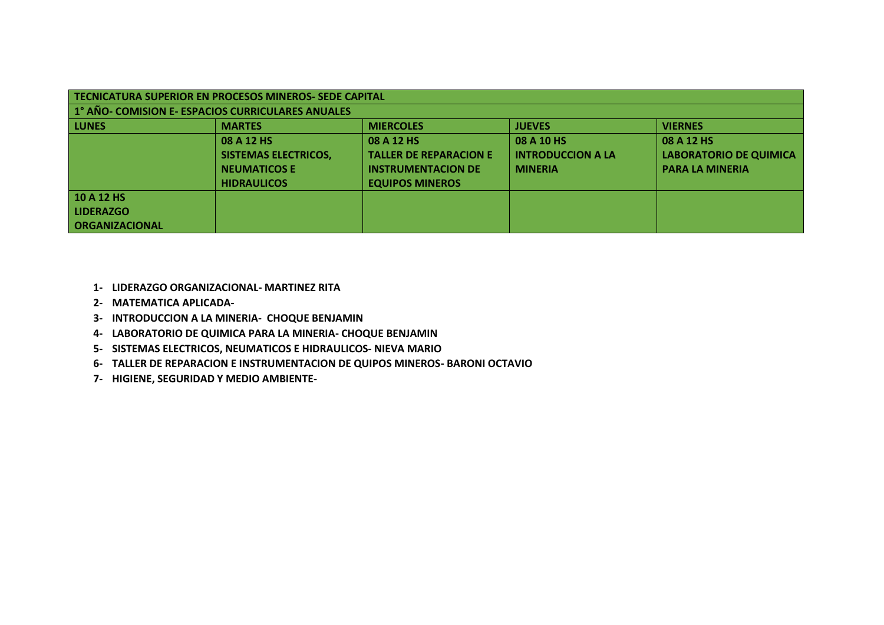| TECNICATURA SUPERIOR EN PROCESOS MINEROS- SEDE CAPITAL | | | | |
|---|---|---|---|---|
| **1° AÑO- COMISION E- ESPACIOS CURRICULARES ANUALES** | | | | |
| **LUNES** | **MARTES** | **MIERCOLES** | **JUEVES** | **VIERNES** |
| | **08 A 12 HS** SISTEMAS ELECTRICOS, NEUMATICOS E HIDRAULICOS | **08 A 12 HS** TALLER DE REPARACION E INSTRUMENTACION DE EQUIPOS MINEROS | **08 A 10 HS** INTRODUCCION A LA MINERIA | **08 A 12 HS** LABORATORIO DE QUIMICA PARA LA MINERIA |
| **10 A 12 HS** LIDERAZGO ORGANIZACIONAL | | | | |

1- **LIDERAZGO ORGANIZACIONAL- MARTINEZ RITA**
2- **MATEMATICA APLICADA-**
3- **INTRODUCCION A LA MINERIA- CHOQUE BENJAMIN**
4- **LABORATORIO DE QUIMICA PARA LA MINERIA- CHOQUE BENJAMIN**
5- **SISTEMAS ELECTRICOS, NEUMATICOS E HIDRAULICOS- NIEVA MARIO**
6- **TALLER DE REPARACION E INSTRUMENTACION DE QUIPOS MINEROS- BARONI OCTAVIO**
7- **HIGIENE, SEGURIDAD Y MEDIO AMBIENTE-**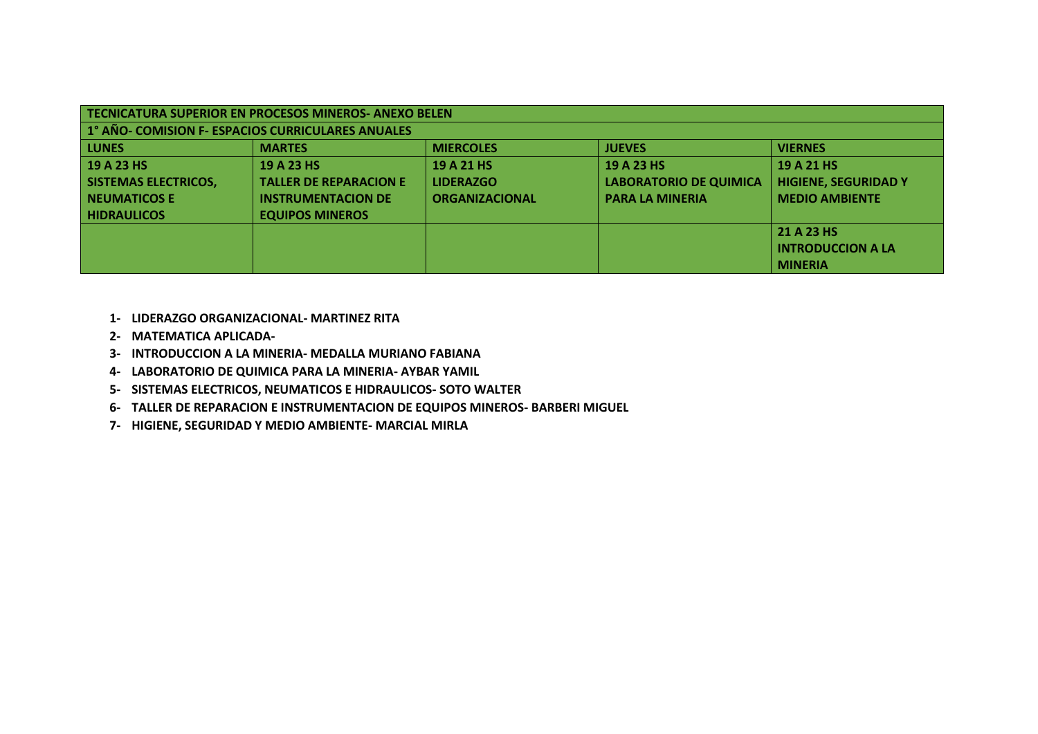| TECNICATURA SUPERIOR EN PROCESOS MINEROS- ANEXO BELEN | | | | |
|---|---|---|---|---|
| **1° AÑO- COMISION F- ESPACIOS CURRICULARES ANUALES** | | | | |
| **LUNES** | **MARTES** | **MIERCOLES** | **JUEVES** | **VIERNES** |
| **19 A 23 HS SISTEMAS ELECTRICOS, NEUMATICOS E HIDRAULICOS** | **19 A 23 HS TALLER DE REPARACION E INSTRUMENTACION DE EQUIPOS MINEROS** | **19 A 21 HS LIDERAZGO ORGANIZACIONAL** | **19 A 23 HS LABORATORIO DE QUIMICA PARA LA MINERIA** | **19 A 21 HS HIGIENE, SEGURIDAD Y MEDIO AMBIENTE** |
| | | | | **21 A 23 HS INTRODUCCION A LA MINERIA** |

1- **LIDERAZGO ORGANIZACIONAL- MARTINEZ RITA**
2- **MATEMATICA APLICADA-**
3- **INTRODUCCION A LA MINERIA- MEDALLA MURIANO FABIANA**
4- **LABORATORIO DE QUIMICA PARA LA MINERIA- AYBAR YAMIL**
5- **SISTEMAS ELECTRICOS, NEUMATICOS E HIDRAULICOS- SOTO WALTER**
6- **TALLER DE REPARACION E INSTRUMENTACION DE EQUIPOS MINEROS- BARBERI MIGUEL**
7- **HIGIENE, SEGURIDAD Y MEDIO AMBIENTE- MARCIAL MIRLA**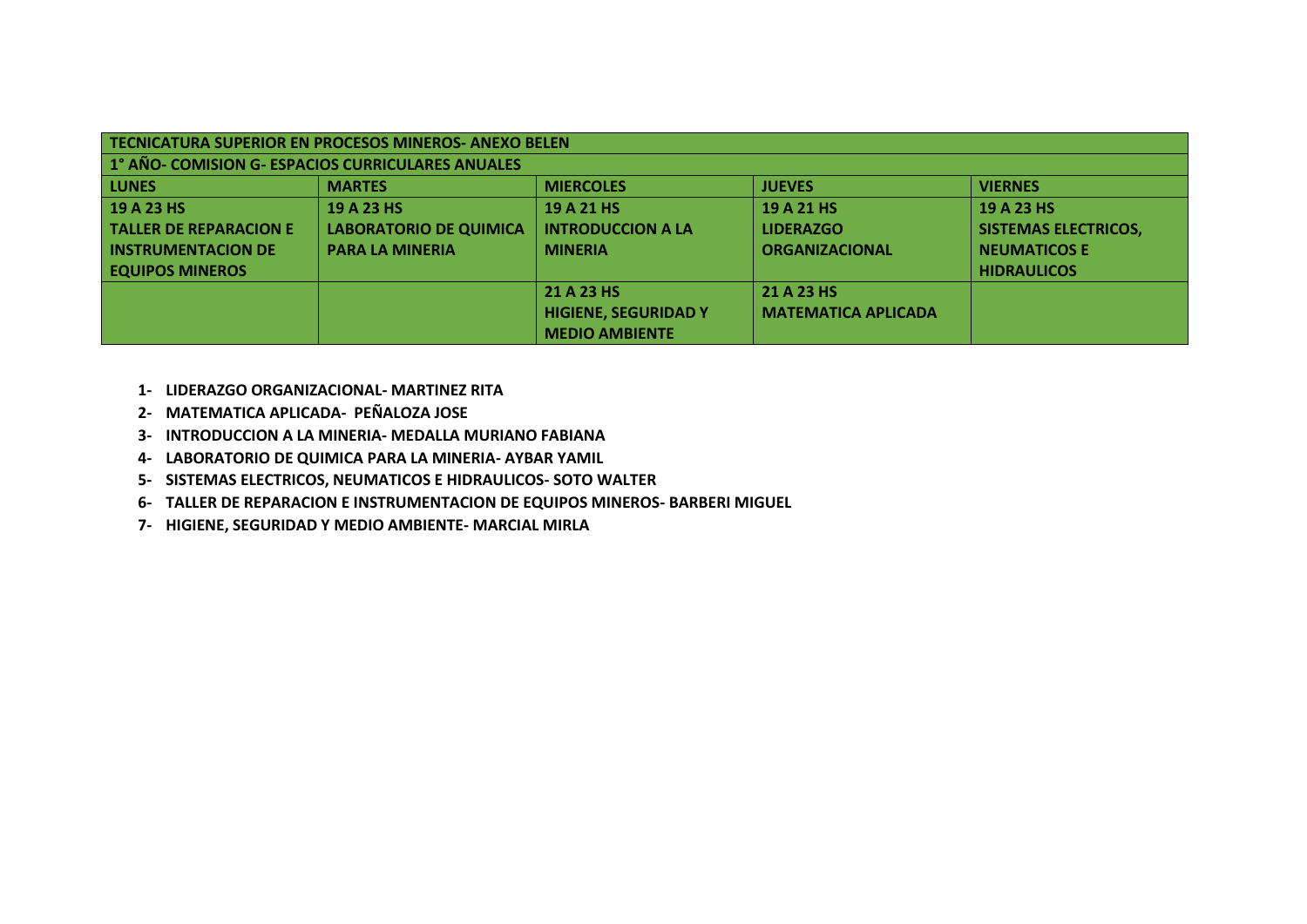| TECNICATURA SUPERIOR EN PROCESOS MINEROS- ANEXO BELEN | | | | |
|---|---|---|---|---|
| 1° AÑO- COMISION G- ESPACIOS CURRICULARES ANUALES | | | | |
| **LUNES** | **MARTES** | **MIERCOLES** | **JUEVES** | **VIERNES** |
| 19 A 23 HS TALLER DE REPARACION E INSTRUMENTACION DE EQUIPOS MINEROS | 19 A 23 HS LABORATORIO DE QUIMICA PARA LA MINERIA | 19 A 21 HS INTRODUCCION A LA MINERIA | 19 A 21 HS LIDERAZGO ORGANIZACIONAL | 19 A 23 HS SISTEMAS ELECTRICOS, NEUMATICOS E HIDRAULICOS |
| | | 21 A 23 HS HIGIENE, SEGURIDAD Y MEDIO AMBIENTE | 21 A 23 HS MATEMATICA APLICADA | |

1- **LIDERAZGO ORGANIZACIONAL- MARTINEZ RITA**
2- **MATEMATICA APLICADA- PEÑALOZA JOSE**
3- **INTRODUCCION A LA MINERIA- MEDALLA MURIANO FABIANA**
4- **LABORATORIO DE QUIMICA PARA LA MINERIA- AYBAR YAMIL**
5- **SISTEMAS ELECTRICOS, NEUMATICOS E HIDRAULICOS- SOTO WALTER**
6- **TALLER DE REPARACION E INSTRUMENTACION DE EQUIPOS MINEROS- BARBERI MIGUEL**
7- **HIGIENE, SEGURIDAD Y MEDIO AMBIENTE- MARCIAL MIRLA**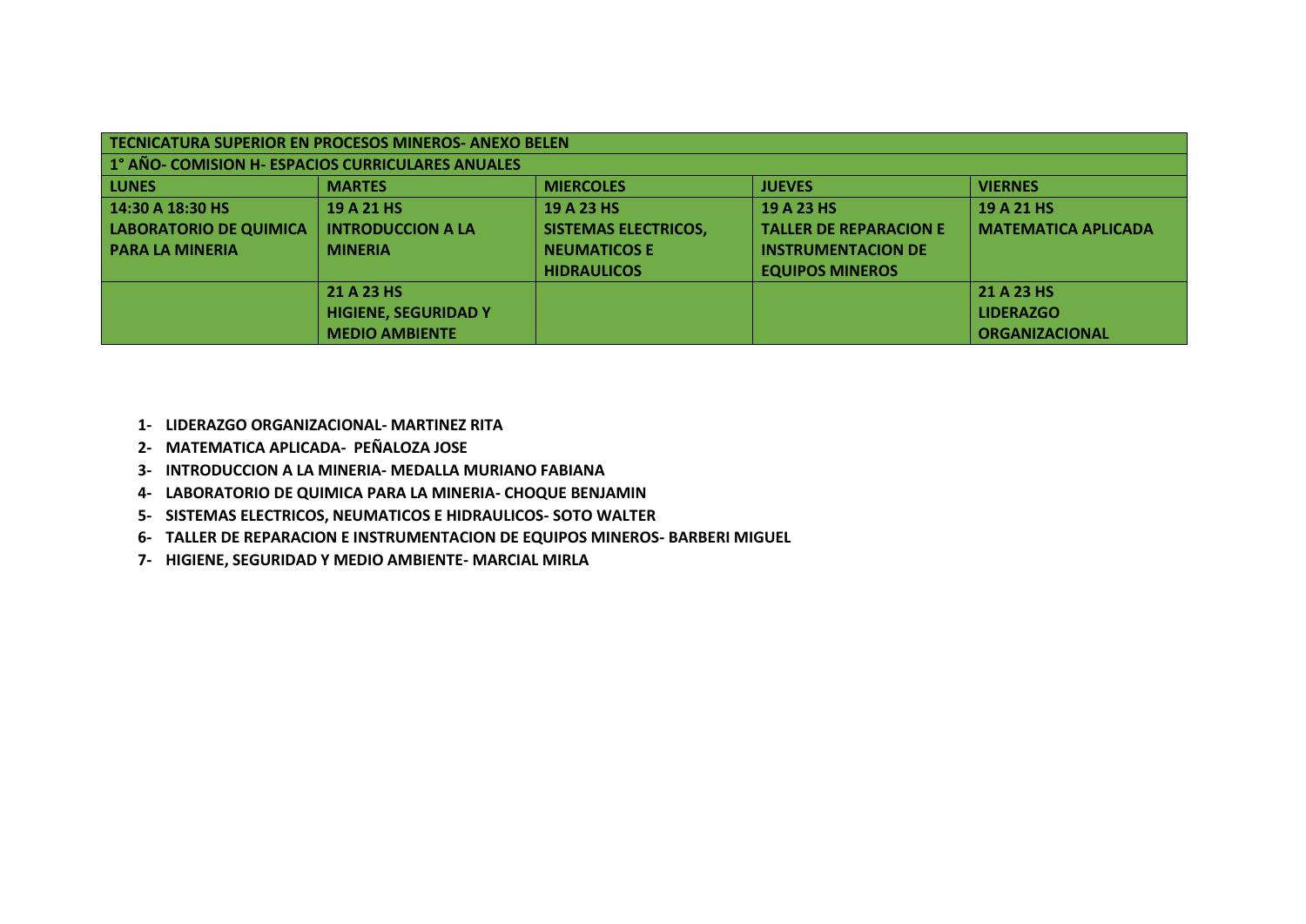| TECNICATURA SUPERIOR EN PROCESOS MINEROS- ANEXO BELEN | | | | |
|---|---|---|---|---|
| **1° AÑO- COMISION H- ESPACIOS CURRICULARES ANUALES** | | | | |
| **LUNES** | **MARTES** | **MIERCOLES** | **JUEVES** | **VIERNES** |
| **14:30 A 18:30 HS**<br>**LABORATORIO DE QUIMICA PARA LA MINERIA** | **19 A 21 HS**<br>**INTRODUCCION A LA MINERIA** | **19 A 23 HS**<br>**SISTEMAS ELECTRICOS, NEUMATICOS E HIDRAULICOS** | **19 A 23 HS**<br>**TALLER DE REPARACION E INSTRUMENTACION DE EQUIPOS MINEROS** | **19 A 21 HS**<br>**MATEMATICA APLICADA** |
| | **21 A 23 HS**<br>**HIGIENE, SEGURIDAD Y MEDIO AMBIENTE** | | | **21 A 23 HS**<br>**LIDERAZGO ORGANIZACIONAL** |

1- **LIDERAZGO ORGANIZACIONAL- MARTINEZ RITA**
2- **MATEMATICA APLICADA- PEÑALOZA JOSE**
3- **INTRODUCCION A LA MINERIA- MEDALLA MURIANO FABIANA**
4- **LABORATORIO DE QUIMICA PARA LA MINERIA- CHOQUE BENJAMIN**
5- **SISTEMAS ELECTRICOS, NEUMATICOS E HIDRAULICOS- SOTO WALTER**
6- **TALLER DE REPARACION E INSTRUMENTACION DE EQUIPOS MINEROS- BARBERI MIGUEL**
7- **HIGIENE, SEGURIDAD Y MEDIO AMBIENTE- MARCIAL MIRLA**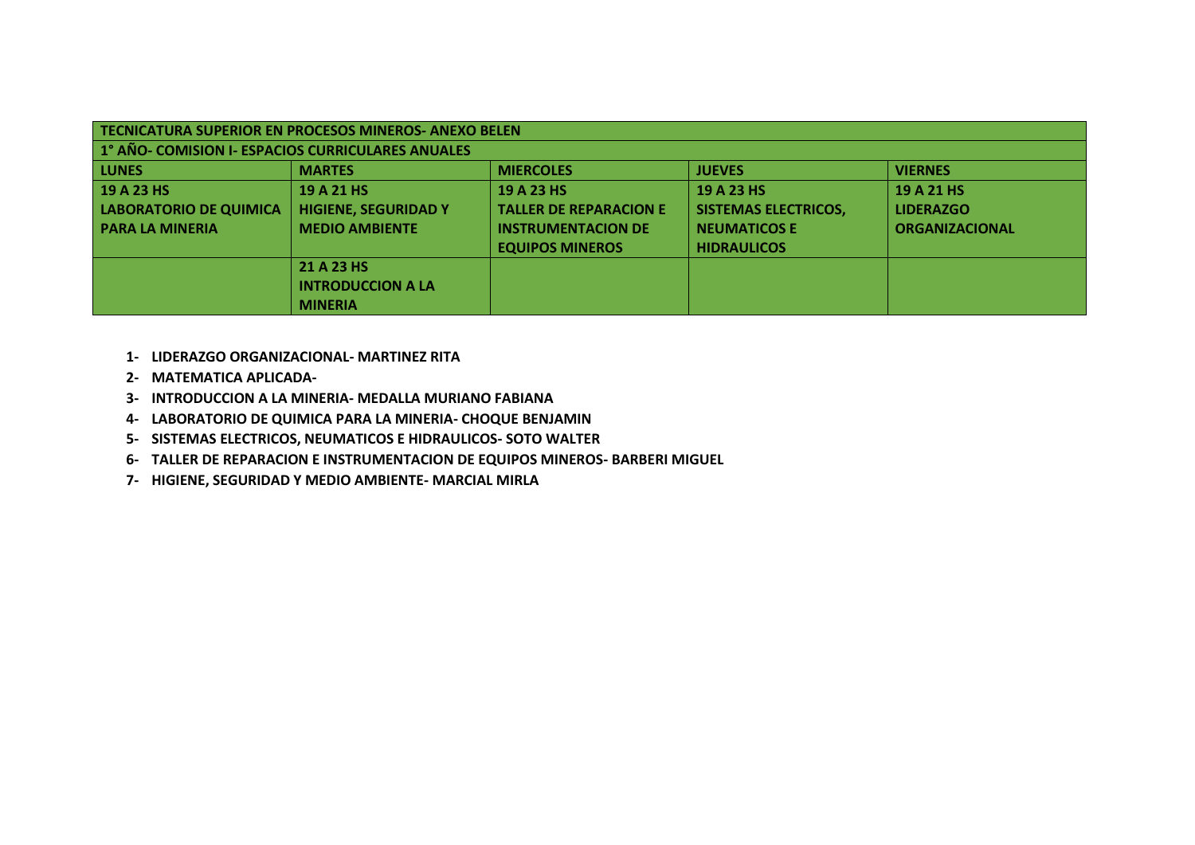| TECNICATURA SUPERIOR EN PROCESOS MINEROS- ANEXO BELEN | | | | |
|---|---|---|---|---|
| **1° AÑO- COMISION I- ESPACIOS CURRICULARES ANUALES** | | | | |
| **LUNES** | **MARTES** | **MIERCOLES** | **JUEVES** | **VIERNES** |
| **19 A 23 HS** **LABORATORIO DE QUIMICA PARA LA MINERIA** | **19 A 21 HS** **HIGIENE, SEGURIDAD Y MEDIO AMBIENTE** | **19 A 23 HS** **TALLER DE REPARACION E INSTRUMENTACION DE EQUIPOS MINEROS** | **19 A 23 HS** **SISTEMAS ELECTRICOS, NEUMATICOS E HIDRAULICOS** | **19 A 21 HS** **LIDERAZGO ORGANIZACIONAL** |
| | **21 A 23 HS** **INTRODUCCION A LA MINERIA** | | | |

1. **LIDERAZGO ORGANIZACIONAL- MARTINEZ RITA**
2. **MATEMATICA APLICADA-**
3. **INTRODUCCION A LA MINERIA- MEDALLA MURIANO FABIANA**
4. **LABORATORIO DE QUIMICA PARA LA MINERIA- CHOQUE BENJAMIN**
5. **SISTEMAS ELECTRICOS, NEUMATICOS E HIDRAULICOS- SOTO WALTER**
6. **TALLER DE REPARACION E INSTRUMENTACION DE EQUIPOS MINEROS- BARBERI MIGUEL**
7. **HIGIENE, SEGURIDAD Y MEDIO AMBIENTE- MARCIAL MIRLA**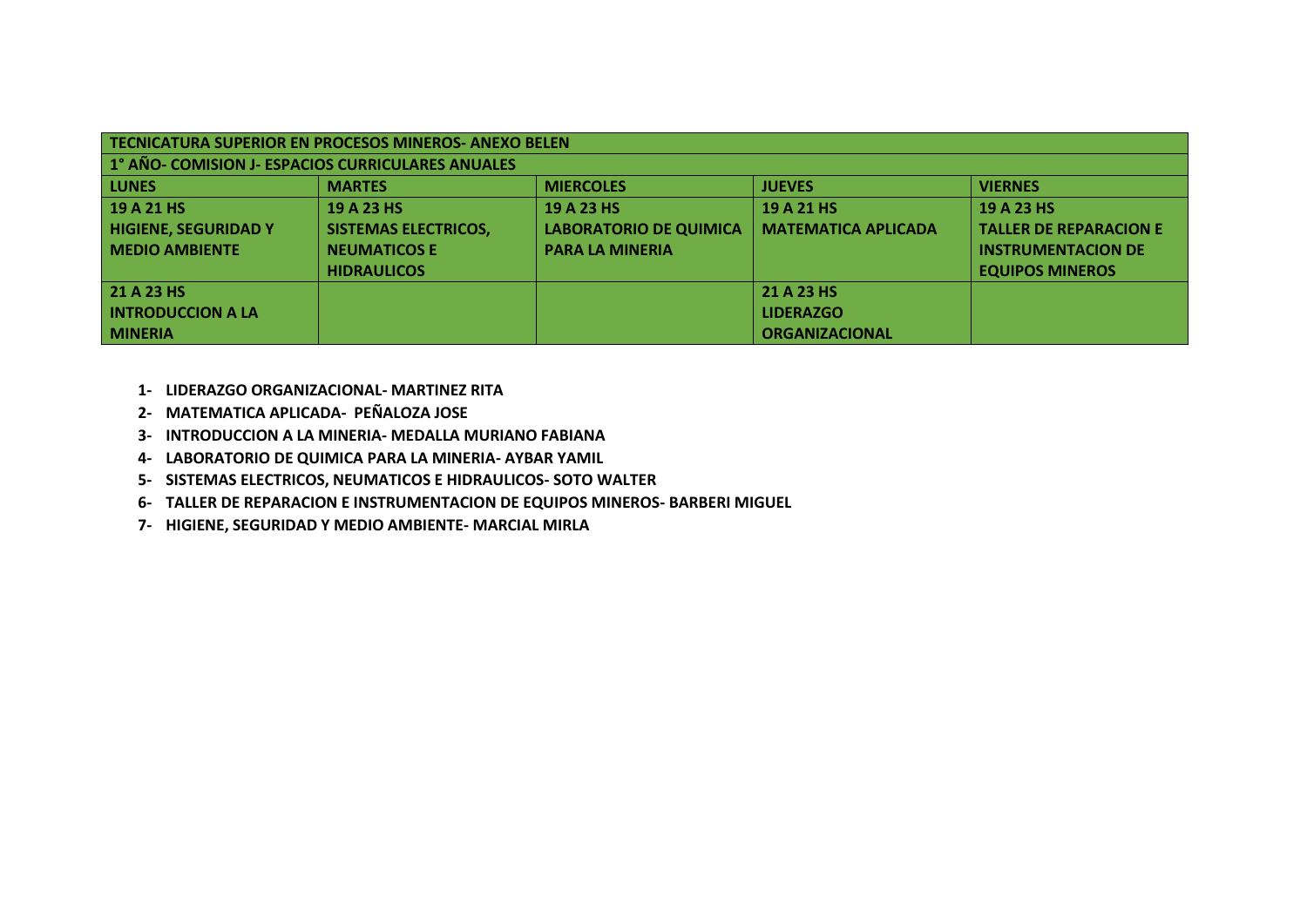| TECNICATURA SUPERIOR EN PROCESOS MINEROS- ANEXO BELEN | | | | |
|---|---|---|---|---|
| **1° AÑO- COMISION J- ESPACIOS CURRICULARES ANUALES** | | | | |
| **LUNES** | **MARTES** | **MIERCOLES** | **JUEVES** | **VIERNES** |
| **19 A 21 HS HIGIENE, SEGURIDAD Y MEDIO AMBIENTE** | **19 A 23 HS SISTEMAS ELECTRICOS, NEUMATICOS E HIDRAULICOS** | **19 A 23 HS LABORATORIO DE QUIMICA PARA LA MINERIA** | **19 A 21 HS MATEMATICA APLICADA** | **19 A 23 HS TALLER DE REPARACION E INSTRUMENTACION DE EQUIPOS MINEROS** |
| **21 A 23 HS INTRODUCCION A LA MINERIA** | | | **21 A 23 HS LIDERAZGO ORGANIZACIONAL** | |

1- **LIDERAZGO ORGANIZACIONAL- MARTINEZ RITA**
2- **MATEMATICA APLICADA- PEÑALOZA JOSE**
3- **INTRODUCCION A LA MINERIA- MEDALLA MURIANO FABIANA**
4- **LABORATORIO DE QUIMICA PARA LA MINERIA- AYBAR YAMIL**
5- **SISTEMAS ELECTRICOS, NEUMATICOS E HIDRAULICOS- SOTO WALTER**
6- **TALLER DE REPARACION E INSTRUMENTACION DE EQUIPOS MINEROS- BARBERI MIGUEL**
7- **HIGIENE, SEGURIDAD Y MEDIO AMBIENTE- MARCIAL MIRLA**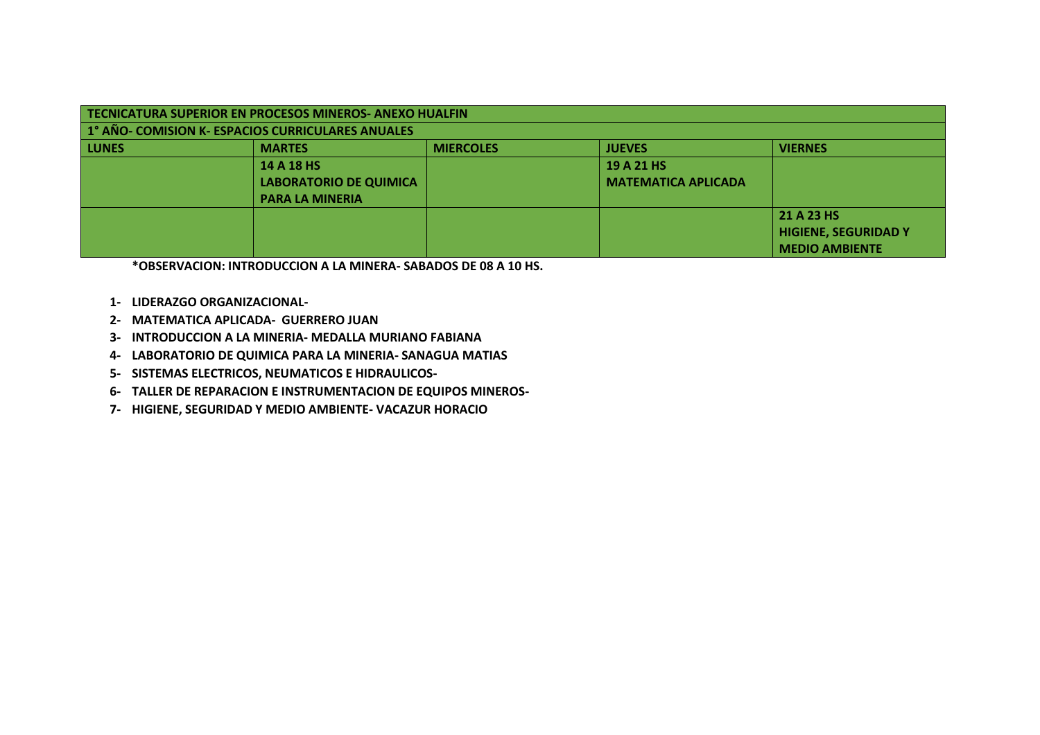| TECNICATURA SUPERIOR EN PROCESOS MINEROS- ANEXO HUALFIN | | | | |
|---|---|---|---|---|
| 1° AÑO- COMISION K- ESPACIOS CURRICULARES ANUALES | | | | |
| LUNES | MARTES | MIERCOLES | JUEVES | VIERNES |
| | 14 A 18 HS LABORATORIO DE QUIMICA PARA LA MINERIA | | 19 A 21 HS MATEMATICA APLICADA | |
| | | | | 21 A 23 HS HIGIENE, SEGURIDAD Y MEDIO AMBIENTE |

**\*OBSERVACION: INTRODUCCION A LA MINERA- SABADOS DE 08 A 10 HS.**

1- **LIDERAZGO ORGANIZACIONAL-**
2- **MATEMATICA APLICADA- GUERRERO JUAN**
3- **INTRODUCCION A LA MINERIA- MEDALLA MURIANO FABIANA**
4- **LABORATORIO DE QUIMICA PARA LA MINERIA- SANAGUA MATIAS**
5- **SISTEMAS ELECTRICOS, NEUMATICOS E HIDRAULICOS-**
6- **TALLER DE REPARACION E INSTRUMENTACION DE EQUIPOS MINEROS-**
7- **HIGIENE, SEGURIDAD Y MEDIO AMBIENTE- VACAZUR HORACIO**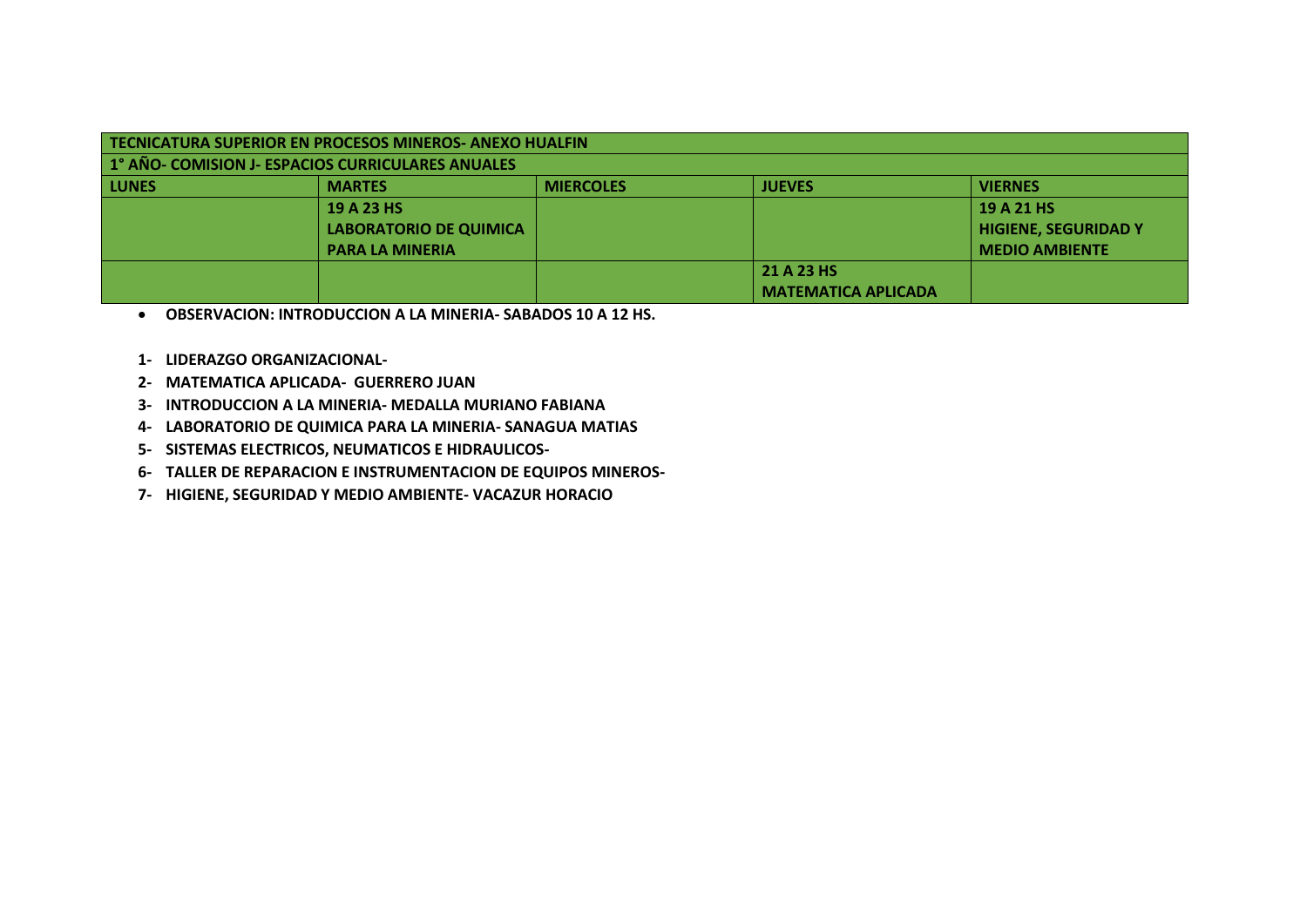| TECNICATURA SUPERIOR EN PROCESOS MINEROS- ANEXO HUALFIN | | | | |
|---|---|---|---|---|
| **1° AÑO- COMISION J- ESPACIOS CURRICULARES ANUALES** | | | | |
| **LUNES** | **MARTES** | **MIERCOLES** | **JUEVES** | **VIERNES** |
| | **19 A 23 HS LABORATORIO DE QUIMICA PARA LA MINERIA** | | | **19 A 21 HS HIGIENE, SEGURIDAD Y MEDIO AMBIENTE** |
| | | | **21 A 23 HS MATEMATICA APLICADA** | |

- **OBSERVACION: INTRODUCCION A LA MINERIA- SABADOS 10 A 12 HS.**

1. **LIDERAZGO ORGANIZACIONAL-**
2. **MATEMATICA APLICADA- GUERRERO JUAN**
3. **INTRODUCCION A LA MINERIA- MEDALLA MURIANO FABIANA**
4. **LABORATORIO DE QUIMICA PARA LA MINERIA- SANAGUA MATIAS**
5. **SISTEMAS ELECTRICOS, NEUMATICOS E HIDRAULICOS-**
6. **TALLER DE REPARACION E INSTRUMENTACION DE EQUIPOS MINEROS-**
7. **HIGIENE, SEGURIDAD Y MEDIO AMBIENTE- VACAZUR HORACIO**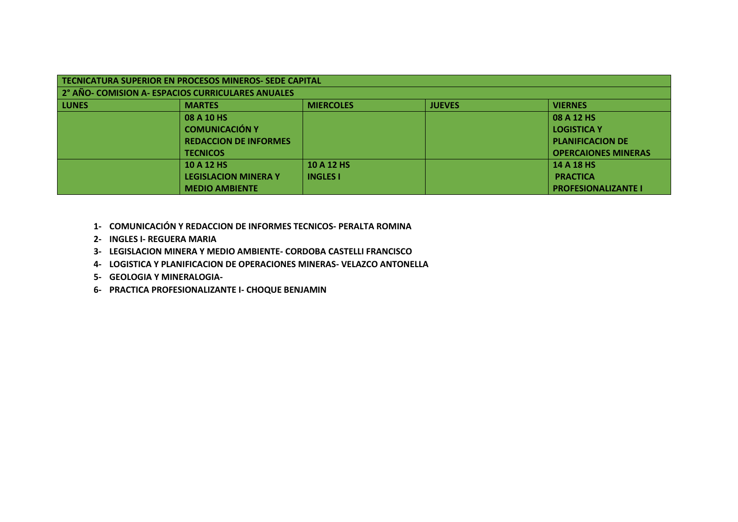| TECNICATURA SUPERIOR EN PROCESOS MINEROS- SEDE CAPITAL | | | | |
|---|---|---|---|---|
| **2° AÑO- COMISION A- ESPACIOS CURRICULARES ANUALES** | | | | |
| **LUNES** | **MARTES** | **MIERCOLES** | **JUEVES** | **VIERNES** |
| | **08 A 10 HS COMUNICACIÓN Y REDACCION DE INFORMES TECNICOS** | | | **08 A 12 HS LOGISTICA Y PLANIFICACION DE OPERCAIONES MINERAS** |
| | **10 A 12 HS LEGISLACION MINERA Y MEDIO AMBIENTE** | **10 A 12 HS INGLES I** | | **14 A 18 HS PRACTICA PROFESIONALIZANTE I** |

1- **COMUNICACIÓN Y REDACCION DE INFORMES TECNICOS- PERALTA ROMINA**
2- **INGLES I- REGUERA MARIA**
3- **LEGISLACION MINERA Y MEDIO AMBIENTE- CORDOBA CASTELLI FRANCISCO**
4- **LOGISTICA Y PLANIFICACION DE OPERACIONES MINERAS- VELAZCO ANTONELLA**
5- **GEOLOGIA Y MINERALOGIA-**
6- **PRACTICA PROFESIONALIZANTE I- CHOQUE BENJAMIN**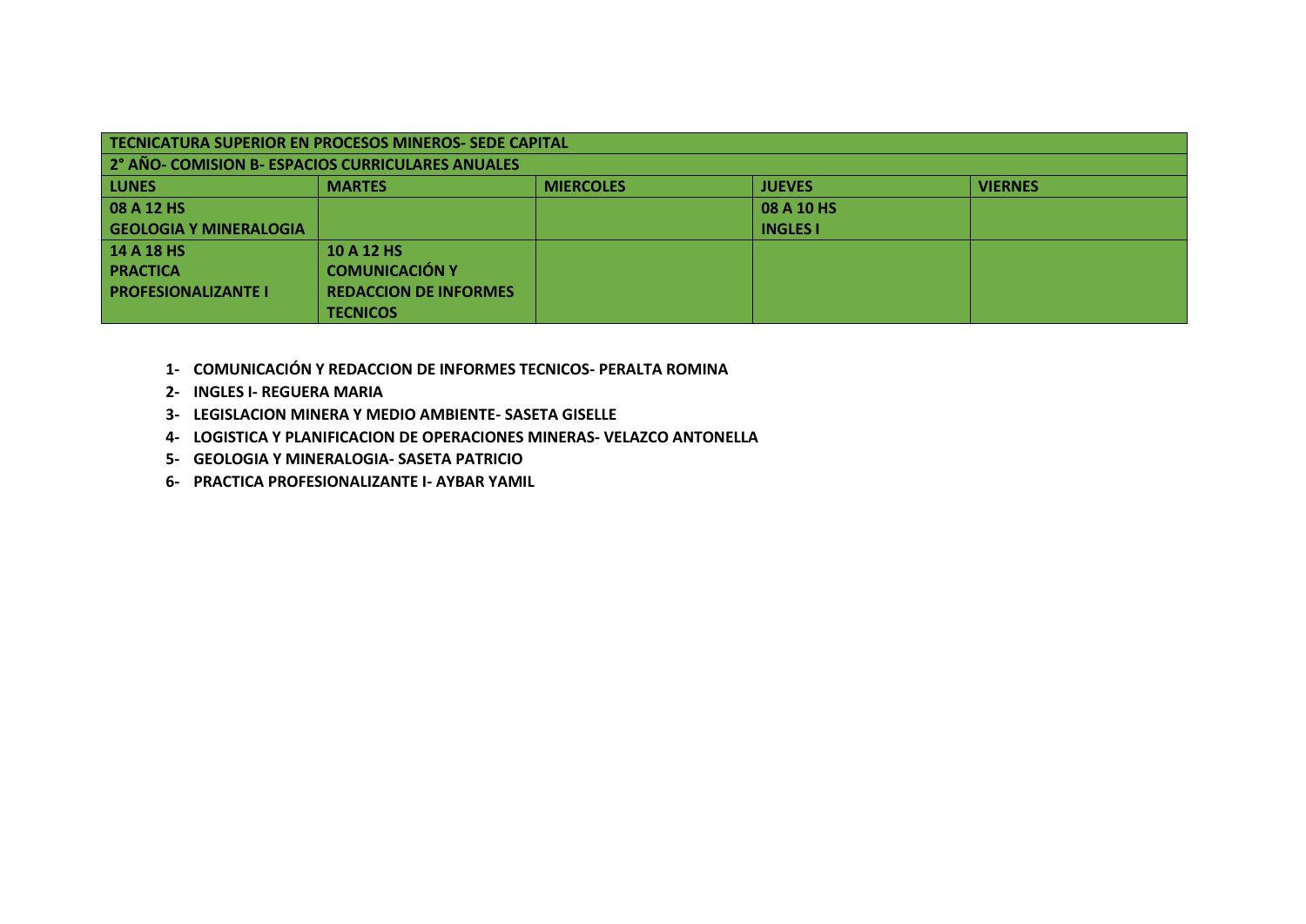| TECNICATURA SUPERIOR EN PROCESOS MINEROS- SEDE CAPITAL | | | | |
|---|---|---|---|---|
| **2° AÑO- COMISION B- ESPACIOS CURRICULARES ANUALES** | | | | |
| **LUNES** | **MARTES** | **MIERCOLES** | **JUEVES** | **VIERNES** |
| **08 A 12 HS**<br>**GEOLOGIA Y MINERALOGIA** | | | **08 A 10 HS**<br>**INGLES I** | |
| **14 A 18 HS**<br>**PRACTICA PROFESIONALIZANTE I** | **10 A 12 HS**<br>**COMUNICACIÓN Y REDACCION DE INFORMES TECNICOS** | | | |

1- **COMUNICACIÓN Y REDACCION DE INFORMES TECNICOS- PERALTA ROMINA**
2- **INGLES I- REGUERA MARIA**
3- **LEGISLACION MINERA Y MEDIO AMBIENTE- SASETA GISELLE**
4- **LOGISTICA Y PLANIFICACION DE OPERACIONES MINERAS- VELAZCO ANTONELLA**
5- **GEOLOGIA Y MINERALOGIA- SASETA PATRICIO**
6- **PRACTICA PROFESIONALIZANTE I- AYBAR YAMIL**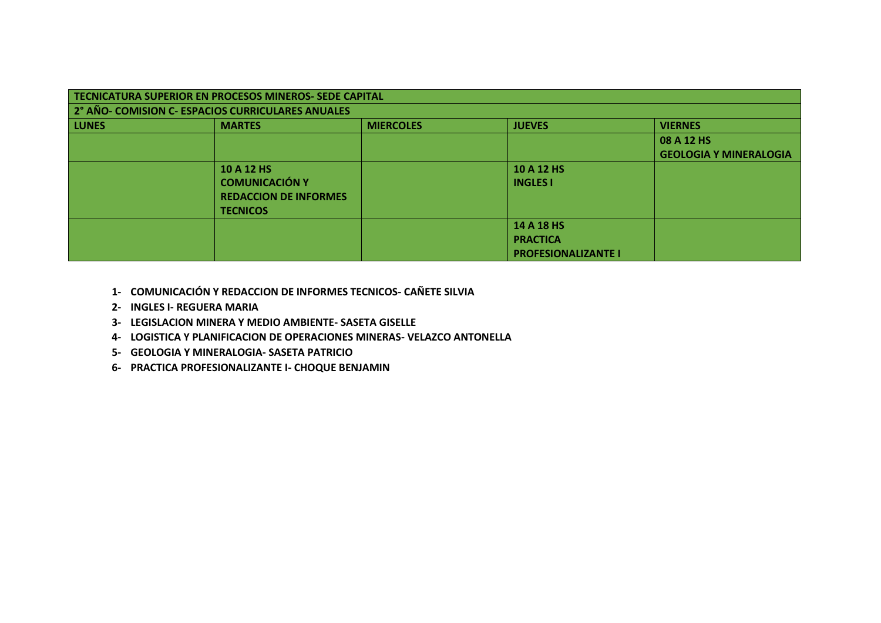| TECNICATURA SUPERIOR EN PROCESOS MINEROS- SEDE CAPITAL | | | | |
|---|---|---|---|---|
| **2° AÑO- COMISION C- ESPACIOS CURRICULARES ANUALES** | | | | |
| **LUNES** | **MARTES** | **MIERCOLES** | **JUEVES** | **VIERNES** |
| | | | | **08 A 12 HS GEOLOGIA Y MINERALOGIA** |
| | **10 A 12 HS COMUNICACIÓN Y REDACCION DE INFORMES TECNICOS** | | **10 A 12 HS INGLES I** | |
| | | | **14 A 18 HS PRACTICA PROFESIONALIZANTE I** | |

1- **COMUNICACIÓN Y REDACCION DE INFORMES TECNICOS- CAÑETE SILVIA**
2- **INGLES I- REGUERA MARIA**
3- **LEGISLACION MINERA Y MEDIO AMBIENTE- SASETA GISELLE**
4- **LOGISTICA Y PLANIFICACION DE OPERACIONES MINERAS- VELAZCO ANTONELLA**
5- **GEOLOGIA Y MINERALOGIA- SASETA PATRICIO**
6- **PRACTICA PROFESIONALIZANTE I- CHOQUE BENJAMIN**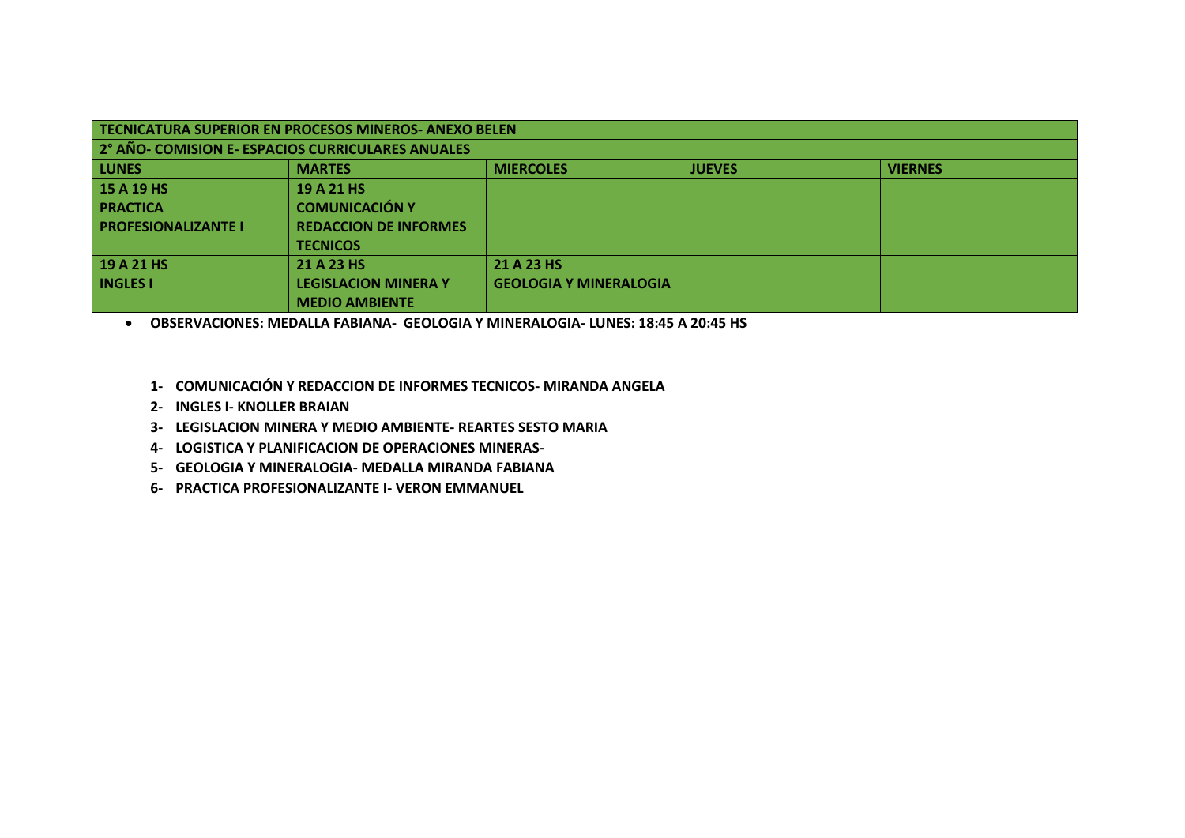| TECNICATURA SUPERIOR EN PROCESOS MINEROS- ANEXO BELEN | | | | |
|---|---|---|---|---|
| **2° AÑO- COMISION E- ESPACIOS CURRICULARES ANUALES** | | | | |
| **LUNES** | **MARTES** | **MIERCOLES** | **JUEVES** | **VIERNES** |
| **15 A 19 HS PRACTICA PROFESIONALIZANTE I** | **19 A 21 HS COMUNICACIÓN Y REDACCION DE INFORMES TECNICOS** | | | |
| **19 A 21 HS INGLES I** | **21 A 23 HS LEGISLACION MINERA Y MEDIO AMBIENTE** | **21 A 23 HS GEOLOGIA Y MINERALOGIA** | | |

- **OBSERVACIONES: MEDALLA FABIANA- GEOLOGIA Y MINERALOGIA- LUNES: 18:45 A 20:45 HS**

1- **COMUNICACIÓN Y REDACCION DE INFORMES TECNICOS- MIRANDA ANGELA**
2- **INGLES I- KNOLLER BRAIAN**
3- **LEGISLACION MINERA Y MEDIO AMBIENTE- REARTES SESTO MARIA**
4- **LOGISTICA Y PLANIFICACION DE OPERACIONES MINERAS-**
5- **GEOLOGIA Y MINERALOGIA- MEDALLA MIRANDA FABIANA**
6- **PRACTICA PROFESIONALIZANTE I- VERON EMMANUEL**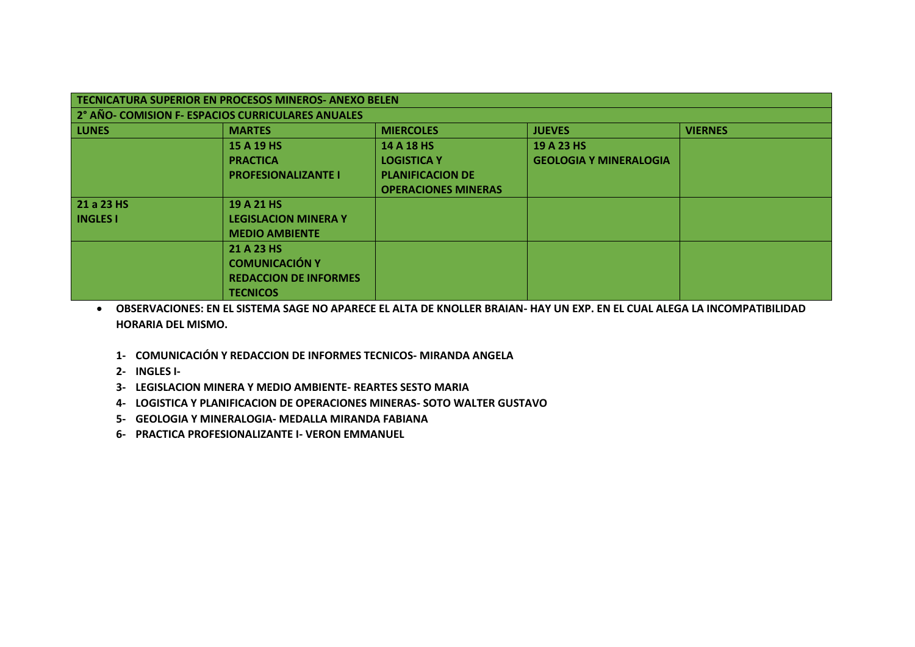| TECNICATURA SUPERIOR EN PROCESOS MINEROS- ANEXO BELEN | | | | |
|---|---|---|---|---|
| **2° AÑO- COMISION F- ESPACIOS CURRICULARES ANUALES** | | | | |
| **LUNES** | **MARTES** | **MIERCOLES** | **JUEVES** | **VIERNES** |
| | **15 A 19 HS PRACTICA PROFESIONALIZANTE I** | **14 A 18 HS LOGISTICA Y PLANIFICACION DE OPERACIONES MINERAS** | **19 A 23 HS GEOLOGIA Y MINERALOGIA** | |
| **21 a 23 HS INGLES I** | **19 A 21 HS LEGISLACION MINERA Y MEDIO AMBIENTE** | | | |
| | **21 A 23 HS COMUNICACIÓN Y REDACCION DE INFORMES TECNICOS** | | | |

- **OBSERVACIONES: EN EL SISTEMA SAGE NO APARECE EL ALTA DE KNOLLER BRAIAN- HAY UN EXP. EN EL CUAL ALEGA LA INCOMPATIBILIDAD HORARIA DEL MISMO.**

1. **COMUNICACIÓN Y REDACCION DE INFORMES TECNICOS- MIRANDA ANGELA**
2. **INGLES I-**
3. **LEGISLACION MINERA Y MEDIO AMBIENTE- REARTES SESTO MARIA**
4. **LOGISTICA Y PLANIFICACION DE OPERACIONES MINERAS- SOTO WALTER GUSTAVO**
5. **GEOLOGIA Y MINERALOGIA- MEDALLA MIRANDA FABIANA**
6. **PRACTICA PROFESIONALIZANTE I- VERON EMMANUEL**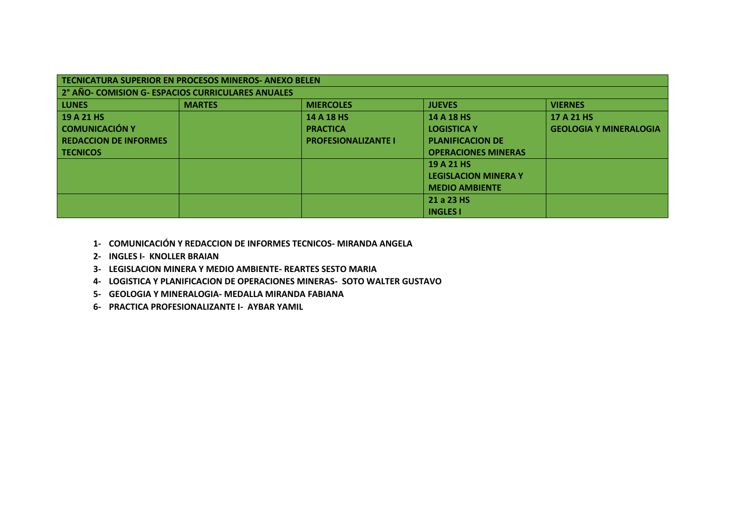| TECNICATURA SUPERIOR EN PROCESOS MINEROS- ANEXO BELEN | | | | |
|---|---|---|---|---|
| 2° AÑO- COMISION G- ESPACIOS CURRICULARES ANUALES | | | | |
| **LUNES** | **MARTES** | **MIERCOLES** | **JUEVES** | **VIERNES** |
| **19 A 21 HS COMUNICACIÓN Y REDACCION DE INFORMES TECNICOS** | | **14 A 18 HS PRACTICA PROFESIONALIZANTE I** | **14 A 18 HS LOGISTICA Y PLANIFICACION DE OPERACIONES MINERAS** | **17 A 21 HS GEOLOGIA Y MINERALOGIA** |
| | | | **19 A 21 HS LEGISLACION MINERA Y MEDIO AMBIENTE** | |
| | | | **21 a 23 HS INGLES I** | |

1- **COMUNICACIÓN Y REDACCION DE INFORMES TECNICOS- MIRANDA ANGELA**
2- **INGLES I- KNOLLER BRAIAN**
3- **LEGISLACION MINERA Y MEDIO AMBIENTE- REARTES SESTO MARIA**
4- **LOGISTICA Y PLANIFICACION DE OPERACIONES MINERAS- SOTO WALTER GUSTAVO**
5- **GEOLOGIA Y MINERALOGIA- MEDALLA MIRANDA FABIANA**
6- **PRACTICA PROFESIONALIZANTE I- AYBAR YAMIL**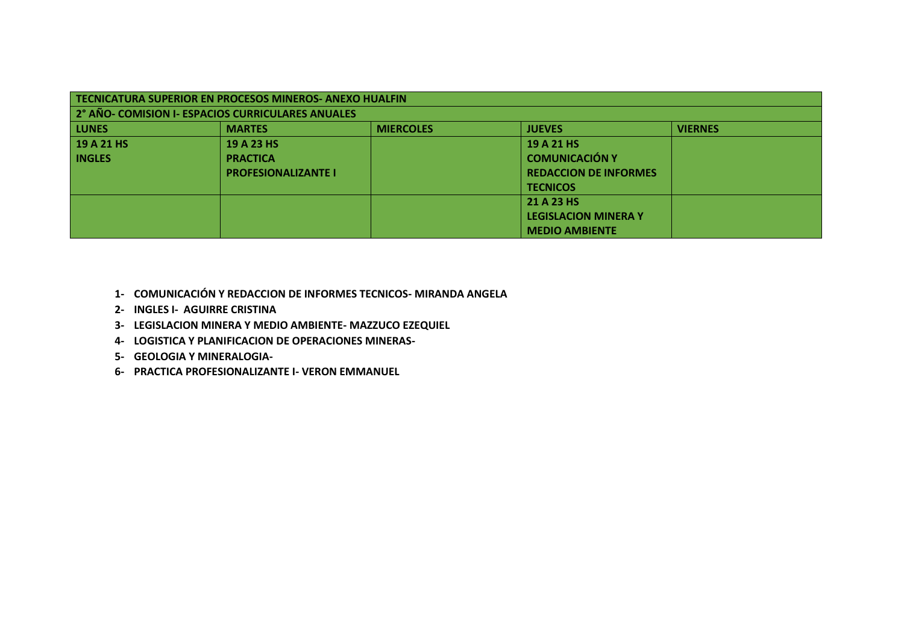| TECNICATURA SUPERIOR EN PROCESOS MINEROS- ANEXO HUALFIN | | | | |
|---|---|---|---|---|
| **2° AÑO- COMISION I- ESPACIOS CURRICULARES ANUALES** | | | | |
| **LUNES** | **MARTES** | **MIERCOLES** | **JUEVES** | **VIERNES** |
| **19 A 21 HS INGLES** | **19 A 23 HS PRACTICA PROFESIONALIZANTE I** | | **19 A 21 HS COMUNICACIÓN Y REDACCION DE INFORMES TECNICOS** | |
| | | | **21 A 23 HS LEGISLACION MINERA Y MEDIO AMBIENTE** | |

1- **COMUNICACIÓN Y REDACCION DE INFORMES TECNICOS- MIRANDA ANGELA**
2- **INGLES I- AGUIRRE CRISTINA**
3- **LEGISLACION MINERA Y MEDIO AMBIENTE- MAZZUCO EZEQUIEL**
4- **LOGISTICA Y PLANIFICACION DE OPERACIONES MINERAS-**
5- **GEOLOGIA Y MINERALOGIA-**
6- **PRACTICA PROFESIONALIZANTE I- VERON EMMANUEL**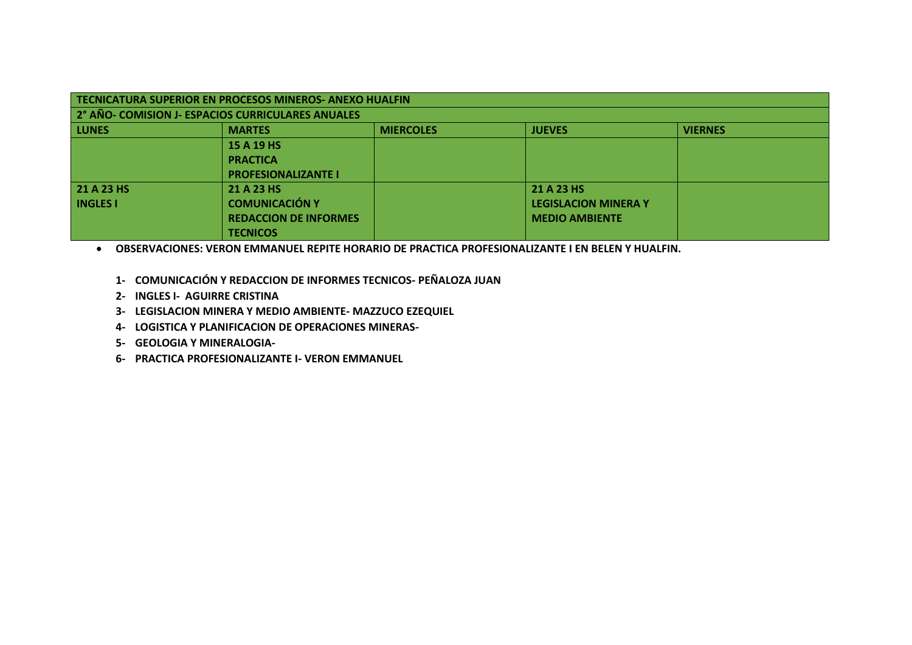| TECNICATURA SUPERIOR EN PROCESOS MINEROS- ANEXO HUALFIN | | | | |
|---|---|---|---|---|
| **2° AÑO- COMISION J- ESPACIOS CURRICULARES ANUALES** | | | | |
| **LUNES** | **MARTES** | **MIERCOLES** | **JUEVES** | **VIERNES** |
| | **15 A 19 HS PRACTICA PROFESIONALIZANTE I** | | | |
| **21 A 23 HS INGLES I** | **21 A 23 HS COMUNICACIÓN Y REDACCION DE INFORMES TECNICOS** | | **21 A 23 HS LEGISLACION MINERA Y MEDIO AMBIENTE** | |

- **OBSERVACIONES: VERON EMMANUEL REPITE HORARIO DE PRACTICA PROFESIONALIZANTE I EN BELEN Y HUALFIN.**

1. **COMUNICACIÓN Y REDACCION DE INFORMES TECNICOS- PEÑALOZA JUAN**
2. **INGLES I- AGUIRRE CRISTINA**
3. **LEGISLACION MINERA Y MEDIO AMBIENTE- MAZZUCO EZEQUIEL**
4. **LOGISTICA Y PLANIFICACION DE OPERACIONES MINERAS-**
5. **GEOLOGIA Y MINERALOGIA-**
6. **PRACTICA PROFESIONALIZANTE I- VERON EMMANUEL**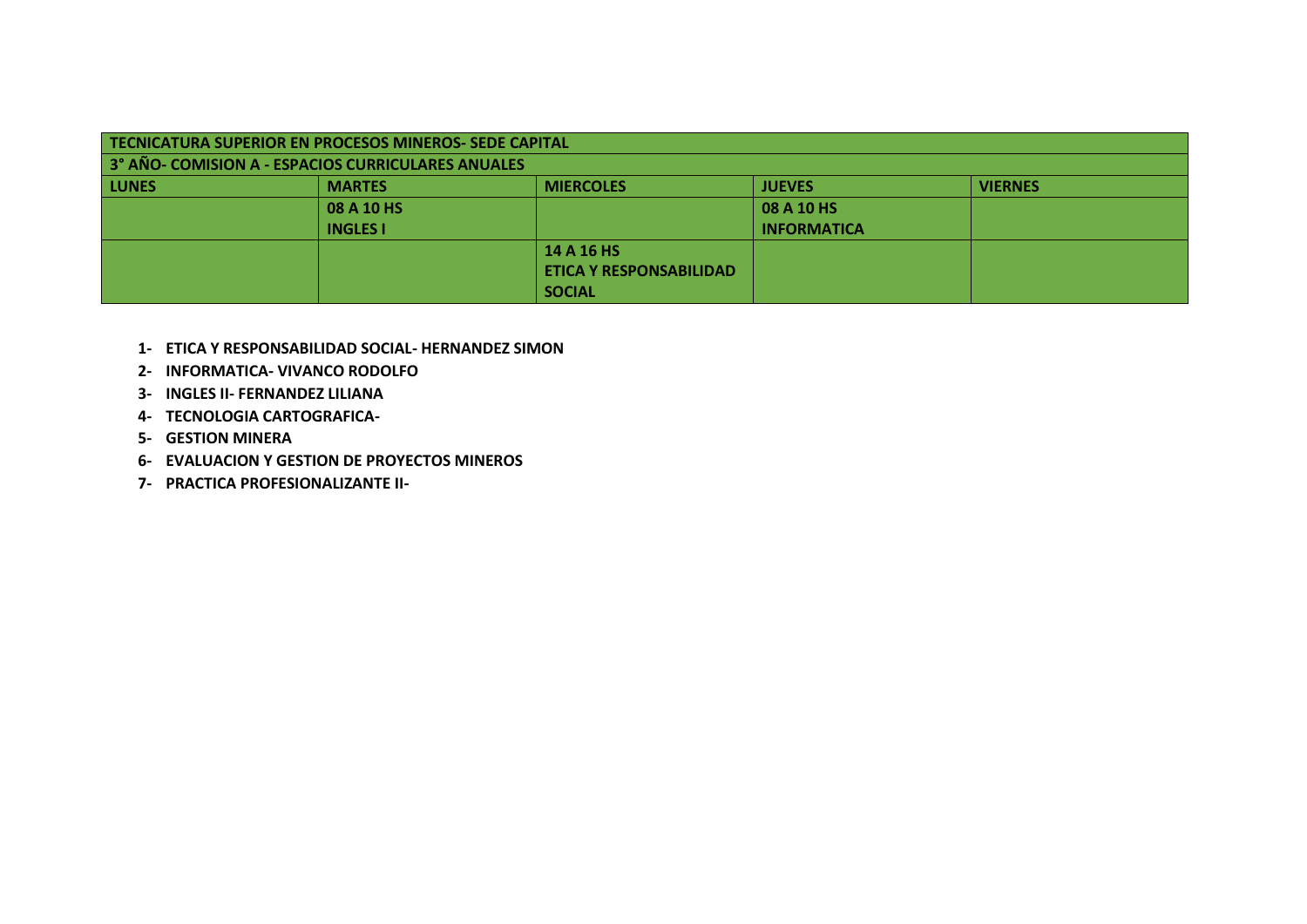| TECNICATURA SUPERIOR EN PROCESOS MINEROS- SEDE CAPITAL | | | | |
|---|---|---|---|---|
| **3° AÑO- COMISION A - ESPACIOS CURRICULARES ANUALES** | | | | |
| **LUNES** | **MARTES** | **MIERCOLES** | **JUEVES** | **VIERNES** |
| | **08 A 10 HS**<br>**INGLES I** | | **08 A 10 HS**<br>**INFORMATICA** | |
| | | **14 A 16 HS**<br>**ETICA Y RESPONSABILIDAD SOCIAL** | | |

1- **ETICA Y RESPONSABILIDAD SOCIAL- HERNANDEZ SIMON**
2- **INFORMATICA- VIVANCO RODOLFO**
3- **INGLES II- FERNANDEZ LILIANA**
4- **TECNOLOGIA CARTOGRAFICA-**
5- **GESTION MINERA**
6- **EVALUACION Y GESTION DE PROYECTOS MINEROS**
7- **PRACTICA PROFESIONALIZANTE II-**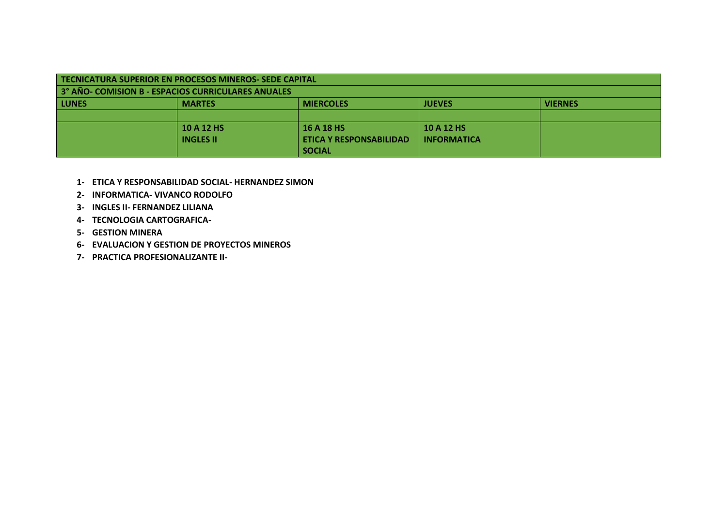| TECNICATURA SUPERIOR EN PROCESOS MINEROS- SEDE CAPITAL | | | | |
|---|---|---|---|---|
| **3° AÑO- COMISION B - ESPACIOS CURRICULARES ANUALES** | | | | |
| **LUNES** | **MARTES** | **MIERCOLES** | **JUEVES** | **VIERNES** |
| | | | | |
| | **10 A 12 HS**<br>**INGLES II** | **16 A 18 HS**<br>**ETICA Y RESPONSABILIDAD SOCIAL** | **10 A 12 HS**<br>**INFORMATICA** | |

1- **ETICA Y RESPONSABILIDAD SOCIAL- HERNANDEZ SIMON**
2- **INFORMATICA- VIVANCO RODOLFO**
3- **INGLES II- FERNANDEZ LILIANA**
4- **TECNOLOGIA CARTOGRAFICA-**
5- **GESTION MINERA**
6- **EVALUACION Y GESTION DE PROYECTOS MINEROS**
7- **PRACTICA PROFESIONALIZANTE II-**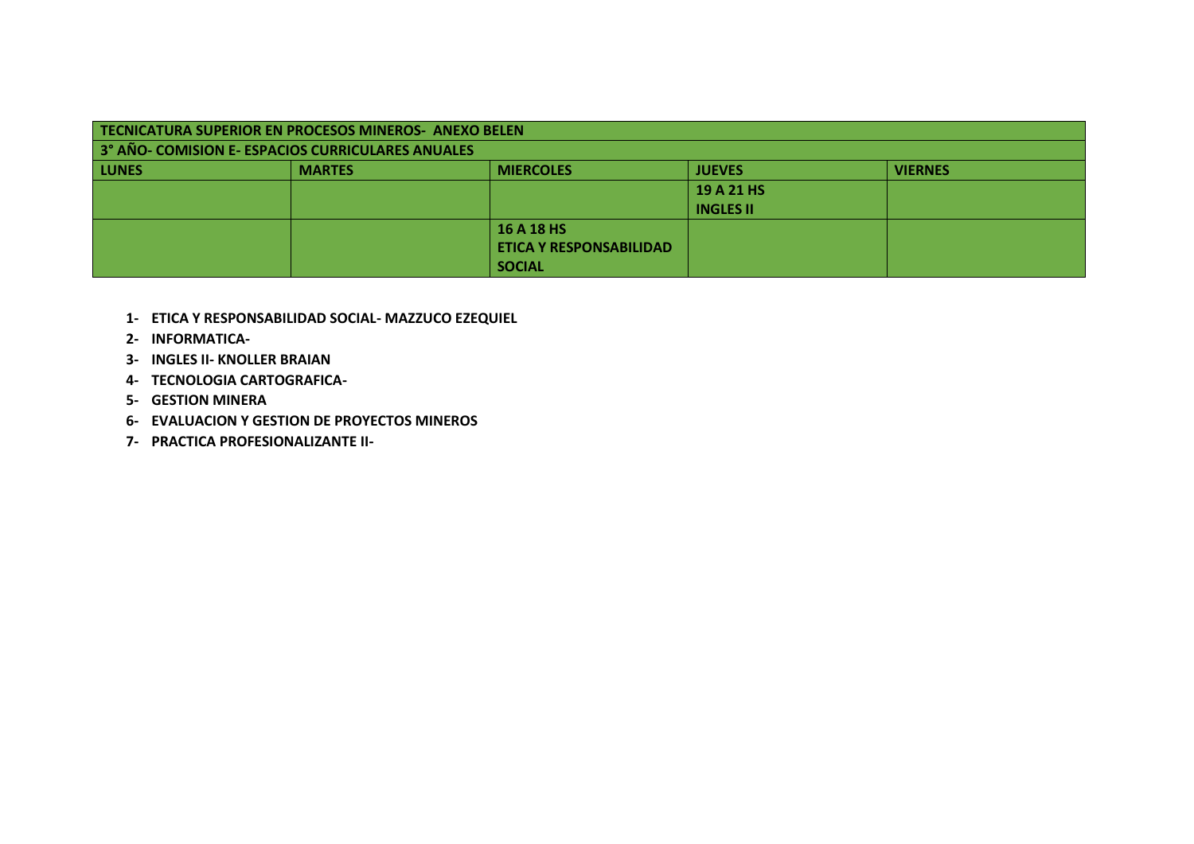| TECNICATURA SUPERIOR EN PROCESOS MINEROS- ANEXO BELEN | | | | |
|---|---|---|---|---|
| **3° AÑO- COMISION E- ESPACIOS CURRICULARES ANUALES** | | | | |
| **LUNES** | **MARTES** | **MIERCOLES** | **JUEVES** | **VIERNES** |
| | | | **19 A 21 HS**<br>**INGLES II** | |
| | | **16 A 18 HS**<br>**ETICA Y RESPONSABILIDAD SOCIAL** | | |

1- **ETICA Y RESPONSABILIDAD SOCIAL- MAZZUCO EZEQUIEL**
2- **INFORMATICA-**
3- **INGLES II- KNOLLER BRAIAN**
4- **TECNOLOGIA CARTOGRAFICA-**
5- **GESTION MINERA**
6- **EVALUACION Y GESTION DE PROYECTOS MINEROS**
7- **PRACTICA PROFESIONALIZANTE II-**